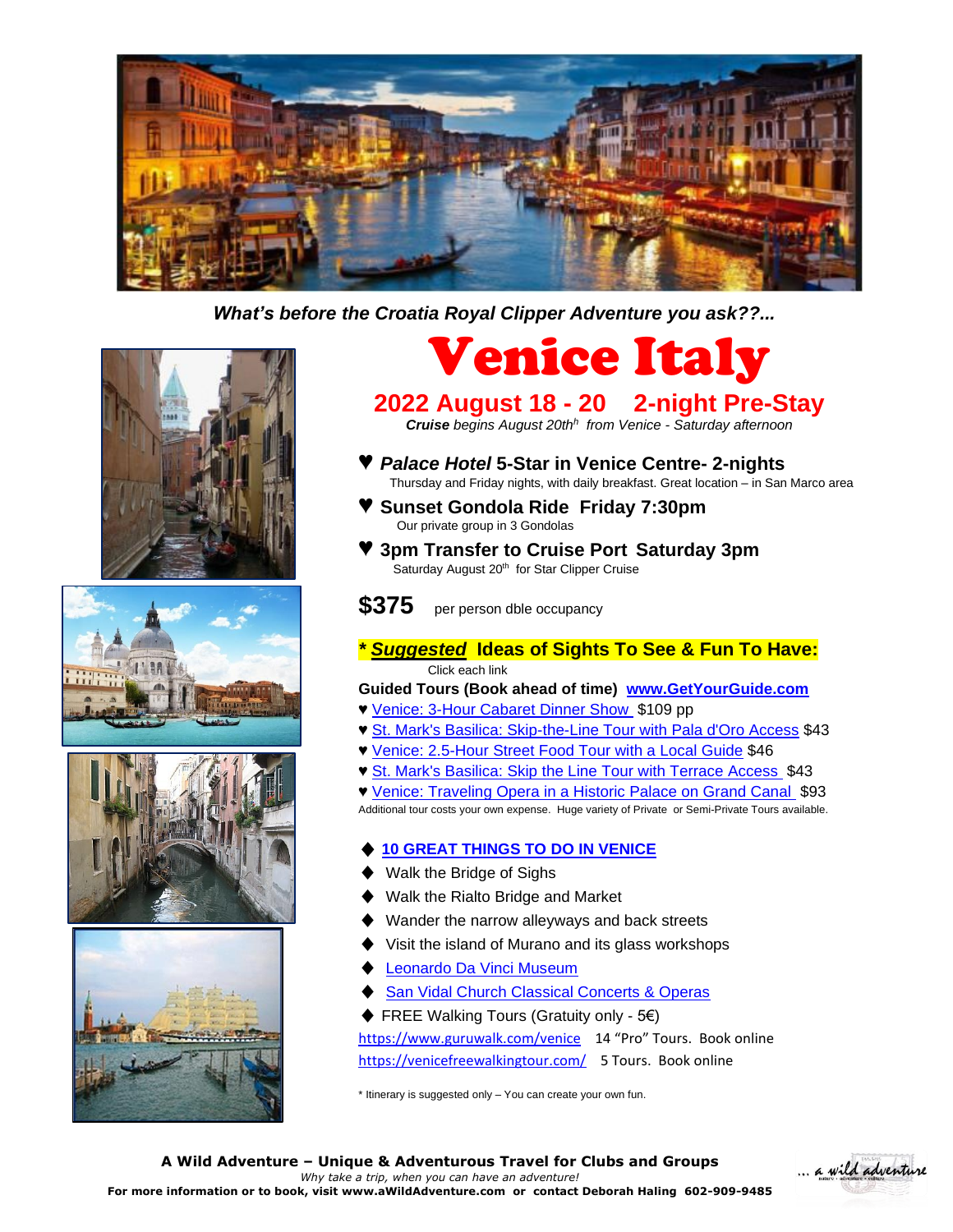***What's before the Croatia Royal Clipper Adventure you ask??...***

# Venice Italy

## 2022 August 18 - 20   2-night Pre-Stay

***Cruise** begins August 20th from Venice - Saturday afternoon*

♥ ***Palace Hotel*** **5-Star in Venice Centre- 2-nights**
Thursday and Friday nights, with daily breakfast. Great location – in San Marco area

♥ **Sunset Gondola Ride  Friday 7:30pm**
Our private group in 3 Gondolas

♥ **3pm Transfer to Cruise Port  Saturday 3pm**
Saturday August 20th  for Star Clipper Cruise

**$375**  per person dble occupancy

**\* *Suggested* Ideas of Sights To See & Fun To Have:**

Click each link

**Guided Tours (Book ahead of time)  www.GetYourGuide.com**

- ♥ Venice: 3-Hour Cabaret Dinner Show  $109 pp
- ♥ St. Mark's Basilica: Skip-the-Line Tour with Pala d'Oro Access $43
- ♥ Venice: 2.5-Hour Street Food Tour with a Local Guide $46
- ♥ St. Mark's Basilica: Skip the Line Tour with Terrace Access  $43
- ♥ Venice: Traveling Opera in a Historic Palace on Grand Canal  $93

Additional tour costs your own expense.  Huge variety of Private  or Semi-Private Tours available.

- ◆ **10 GREAT THINGS TO DO IN VENICE**
- ◆ Walk the Bridge of Sighs
- ◆ Walk the Rialto Bridge and Market
- ◆ Wander the narrow alleyways and back streets
- ◆ Visit the island of Murano and its glass workshops
- ◆ Leonardo Da Vinci Museum
- ◆ San Vidal Church Classical Concerts & Operas
- ◆ FREE Walking Tours (Gratuity only - 5€)

https://www.guruwalk.com/venice   14 "Pro" Tours.  Book online

https://venicefreewalkingtour.com/   5 Tours.  Book online

\* Itinerary is suggested only – You can create your own fun.

**A Wild Adventure – Unique & Adventurous Travel for Clubs and Groups**

*Why take a trip, when you can have an adventure!*

**For more information or to book, visit www.aWildAdventure.com  or  contact Deborah Haling  602-909-9485**

... a wild adventure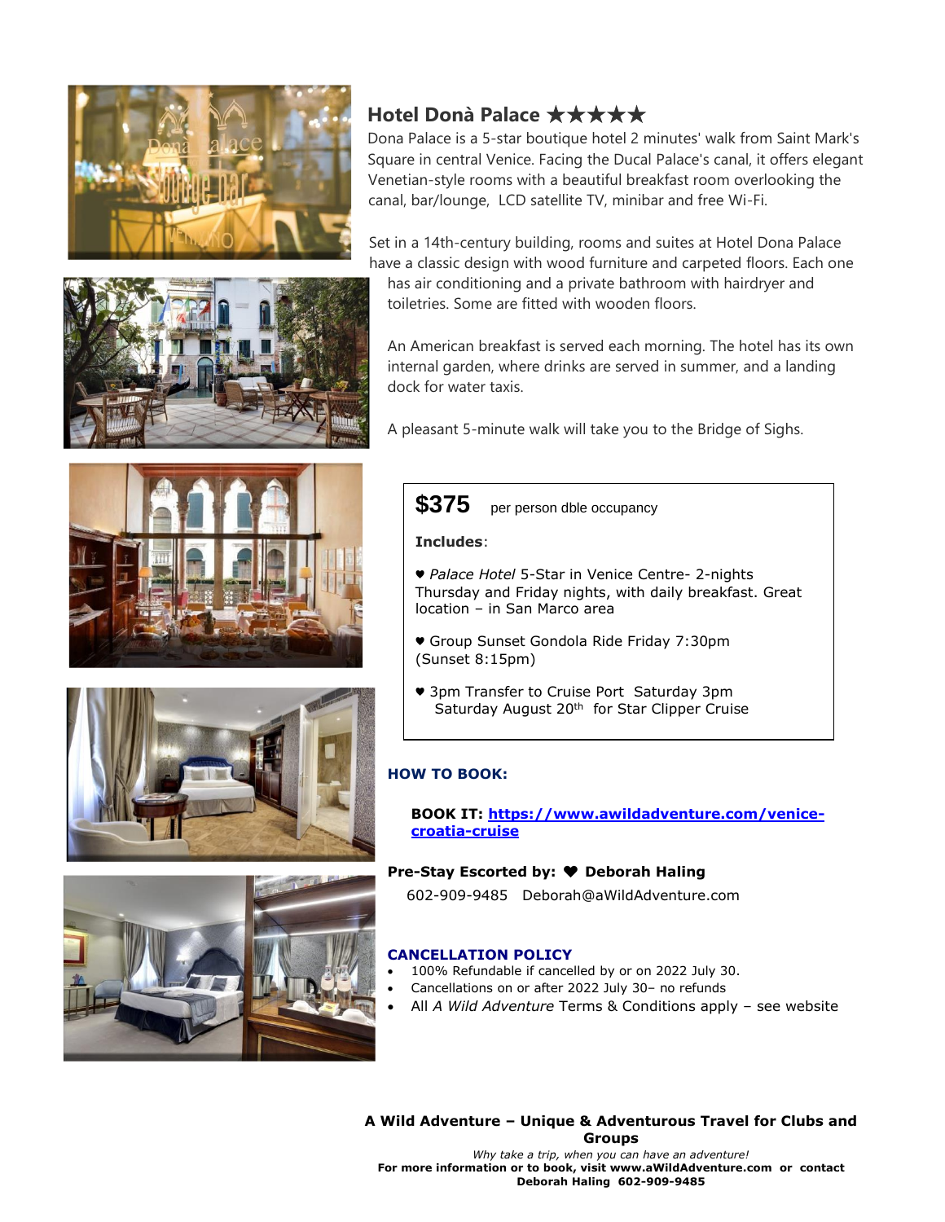## Hotel Donà Palace ★★★★★

Dona Palace is a 5-star boutique hotel 2 minutes' walk from Saint Mark's Square in central Venice. Facing the Ducal Palace's canal, it offers elegant Venetian-style rooms with a beautiful breakfast room overlooking the canal, bar/lounge, LCD satellite TV, minibar and free Wi-Fi.

Set in a 14th-century building, rooms and suites at Hotel Dona Palace have a classic design with wood furniture and carpeted floors. Each one has air conditioning and a private bathroom with hairdryer and toiletries. Some are fitted with wooden floors.

An American breakfast is served each morning. The hotel has its own internal garden, where drinks are served in summer, and a landing dock for water taxis.

A pleasant 5-minute walk will take you to the Bridge of Sighs.

**$375** per person dble occupancy

**Includes**:

♥ *Palace Hotel* 5-Star in Venice Centre- 2-nights Thursday and Friday nights, with daily breakfast. Great location – in San Marco area

♥ Group Sunset Gondola Ride Friday 7:30pm (Sunset 8:15pm)

♥ 3pm Transfer to Cruise Port Saturday 3pm Saturday August 20th for Star Clipper Cruise

### HOW TO BOOK:

**BOOK IT: [https://www.awildadventure.com/venice-croatia-cruise](https://www.awildadventure.com/venice-croatia-cruise)**

**Pre-Stay Escorted by: ♥ Deborah Haling**

602-909-9485 Deborah@aWildAdventure.com

### CANCELLATION POLICY

- 100% Refundable if cancelled by or on 2022 July 30.
- Cancellations on or after 2022 July 30– no refunds
- All *A Wild Adventure* Terms & Conditions apply – see website

**A Wild Adventure – Unique & Adventurous Travel for Clubs and Groups**

*Why take a trip, when you can have an adventure!*

**For more information or to book, visit www.aWildAdventure.com or contact Deborah Haling 602-909-9485**